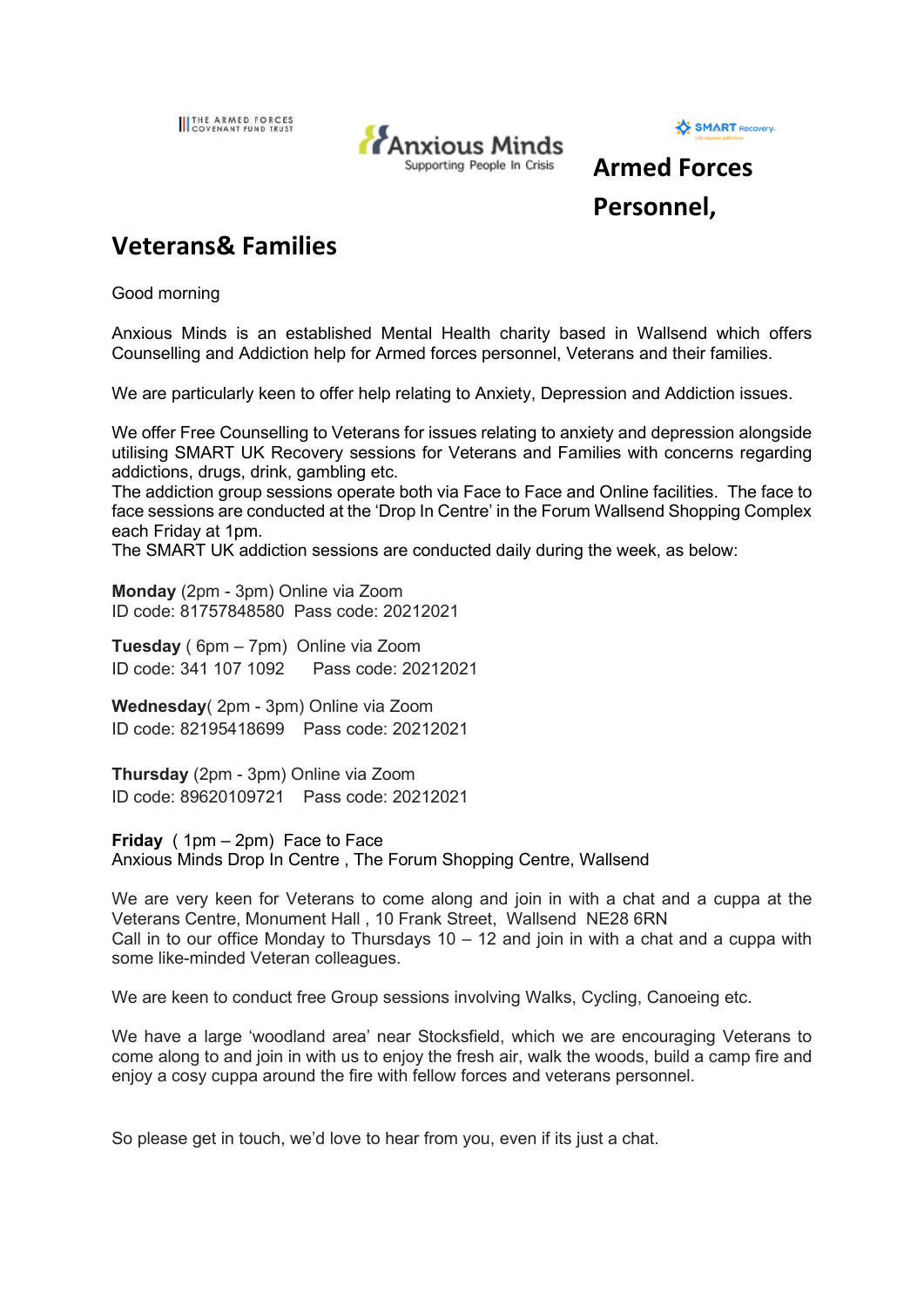THE ARMED FORCES COVENANT FUND TRUST

Anxious Minds
Supporting People In Crisis

SMART Recovery

# Armed Forces Personnel, Veterans& Families

Good morning

Anxious Minds is an established Mental Health charity based in Wallsend which offers Counselling and Addiction help for Armed forces personnel, Veterans and their families.

We are particularly keen to offer help relating to Anxiety, Depression and Addiction issues.

We offer Free Counselling to Veterans for issues relating to anxiety and depression alongside utilising SMART UK Recovery sessions for Veterans and Families with concerns regarding addictions, drugs, drink, gambling etc.
The addiction group sessions operate both via Face to Face and Online facilities. The face to face sessions are conducted at the 'Drop In Centre' in the Forum Wallsend Shopping Complex each Friday at 1pm.
The SMART UK addiction sessions are conducted daily during the week, as below:

**Monday** (2pm - 3pm) Online via Zoom
ID code: 81757848580 Pass code: 20212021

**Tuesday** ( 6pm – 7pm) Online via Zoom
ID code: 341 107 1092 Pass code: 20212021

**Wednesday**( 2pm - 3pm) Online via Zoom
ID code: 82195418699 Pass code: 20212021

**Thursday** (2pm - 3pm) Online via Zoom
ID code: 89620109721 Pass code: 20212021

**Friday** ( 1pm – 2pm) Face to Face
Anxious Minds Drop In Centre , The Forum Shopping Centre, Wallsend

We are very keen for Veterans to come along and join in with a chat and a cuppa at the Veterans Centre, Monument Hall , 10 Frank Street, Wallsend NE28 6RN
Call in to our office Monday to Thursdays 10 – 12 and join in with a chat and a cuppa with some like-minded Veteran colleagues.

We are keen to conduct free Group sessions involving Walks, Cycling, Canoeing etc.

We have a large 'woodland area' near Stocksfield, which we are encouraging Veterans to come along to and join in with us to enjoy the fresh air, walk the woods, build a camp fire and enjoy a cosy cuppa around the fire with fellow forces and veterans personnel.

So please get in touch, we'd love to hear from you, even if its just a chat.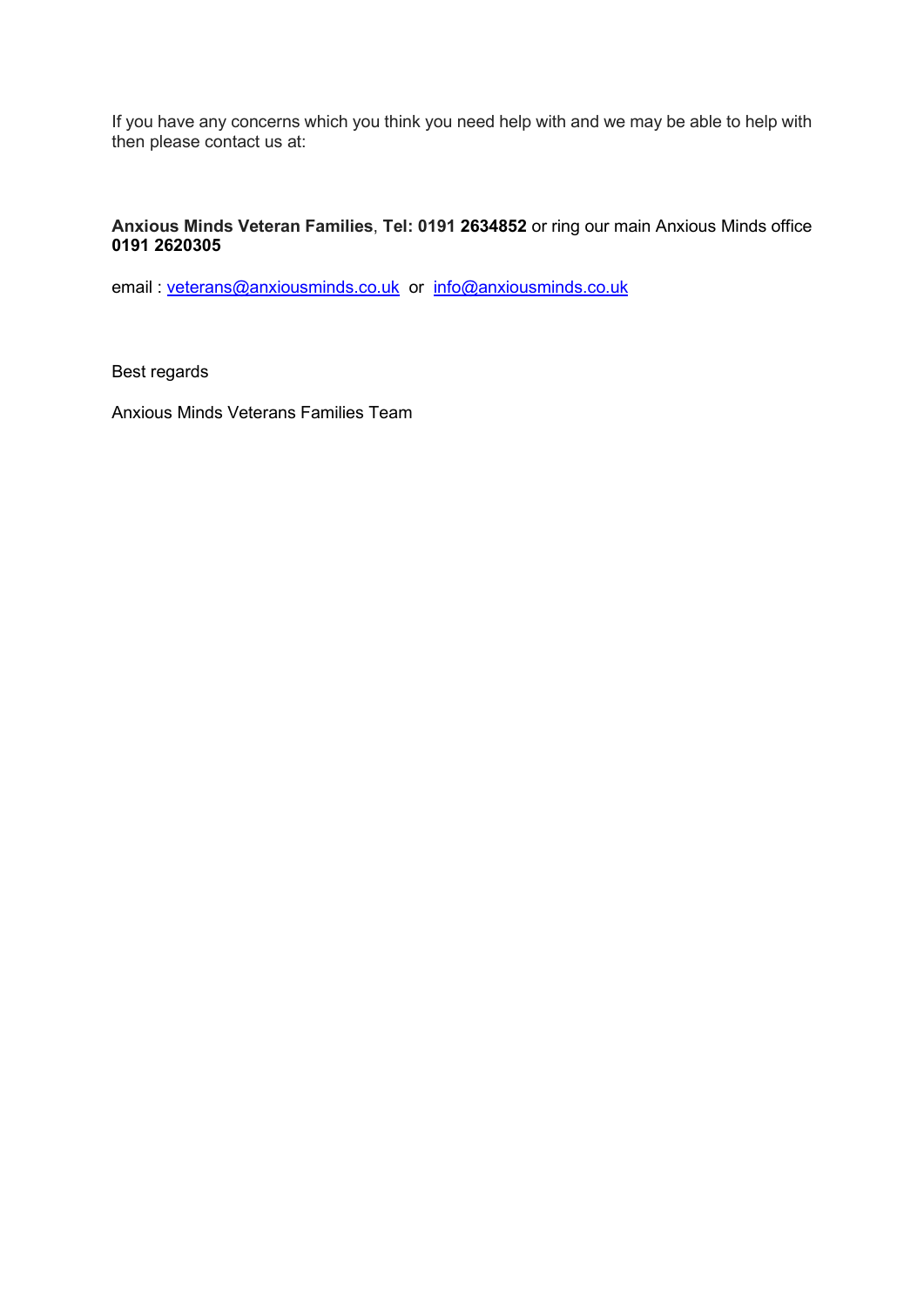If you have any concerns which you think you need help with and we may be able to help with then please contact us at:

**Anxious Minds Veteran Families**, **Tel: 0191 2634852** or ring our main Anxious Minds office **0191 2620305**

email : veterans@anxiousminds.co.uk or info@anxiousminds.co.uk

Best regards

Anxious Minds Veterans Families Team